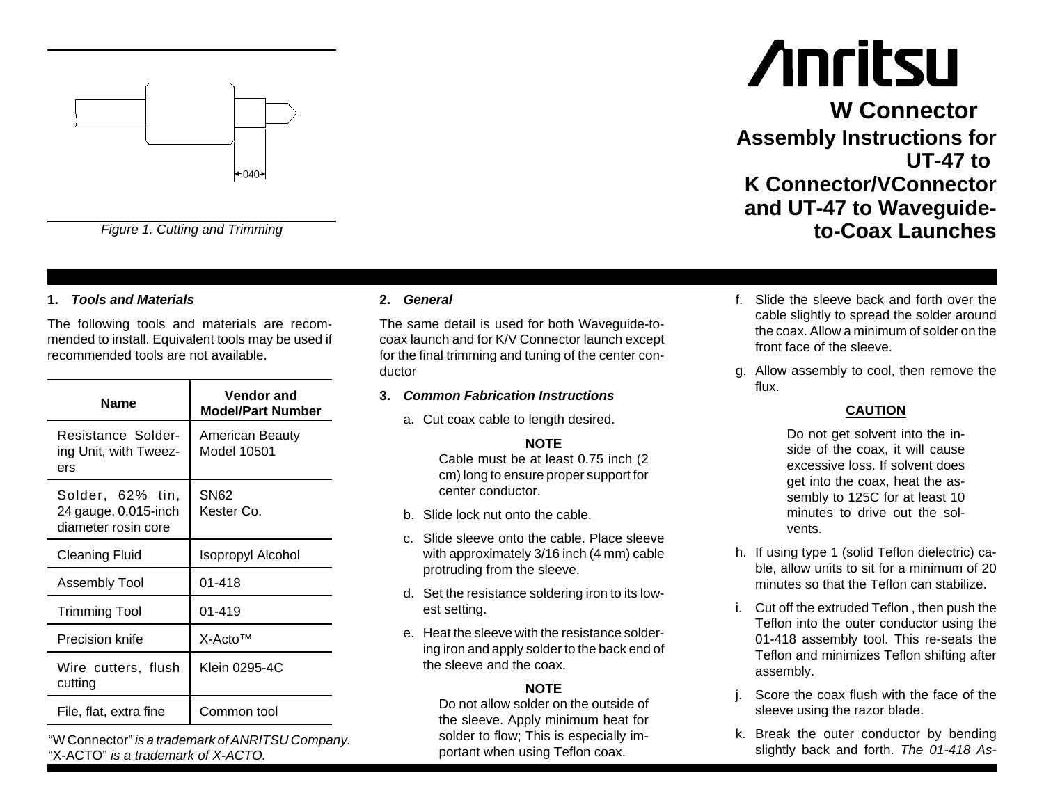# W Connector

## Assembly Instructions for UT-47 to K Connector/VConnector and UT-47 to Waveguide-to-Coax Launches

.040

*Figure 1. Cutting and Trimming*

### 1. *Tools and Materials*

The following tools and materials are recommended to install. Equivalent tools may be used if recommended tools are not available.

| Name | Vendor and Model/Part Number |
|---|---|
| Resistance Soldering Unit, with Tweezers | American Beauty Model 10501 |
| Solder, 62% tin, 24 gauge, 0.015-inch diameter rosin core | SN62 Kester Co. |
| Cleaning Fluid | Isopropyl Alcohol |
| Assembly Tool | 01-418 |
| Trimming Tool | 01-419 |
| Precision knife | X-Acto™ |
| Wire cutters, flush cutting | Klein 0295-4C |
| File, flat, extra fine | Common tool |

"W Connector" *is a trademark of ANRITSU Company.*
"X-ACTO" *is a trademark of X-ACTO.*

### 2. *General*

The same detail is used for both Waveguide-to-coax launch and for K/V Connector launch except for the final trimming and tuning of the center conductor

### 3. *Common Fabrication Instructions*

a. Cut coax cable to length desired.

**NOTE**
Cable must be at least 0.75 inch (2 cm) long to ensure proper support for center conductor.

b. Slide lock nut onto the cable.

c. Slide sleeve onto the cable. Place sleeve with approximately 3/16 inch (4 mm) cable protruding from the sleeve.

d. Set the resistance soldering iron to its lowest setting.

e. Heat the sleeve with the resistance soldering iron and apply solder to the back end of the sleeve and the coax.

**NOTE**
Do not allow solder on the outside of the sleeve. Apply minimum heat for solder to flow; This is especially important when using Teflon coax.

f. Slide the sleeve back and forth over the cable slightly to spread the solder around the coax. Allow a minimum of solder on the front face of the sleeve.

g. Allow assembly to cool, then remove the flux.

**CAUTION**

Do not get solvent into the inside of the coax, it will cause excessive loss. If solvent does get into the coax, heat the assembly to 125C for at least 10 minutes to drive out the solvents.

h. If using type 1 (solid Teflon dielectric) cable, allow units to sit for a minimum of 20 minutes so that the Teflon can stabilize.

i. Cut off the extruded Teflon , then push the Teflon into the outer conductor using the 01-418 assembly tool. This re-seats the Teflon and minimizes Teflon shifting after assembly.

j. Score the coax flush with the face of the sleeve using the razor blade.

k. Break the outer conductor by bending slightly back and forth. *The 01-418 As-*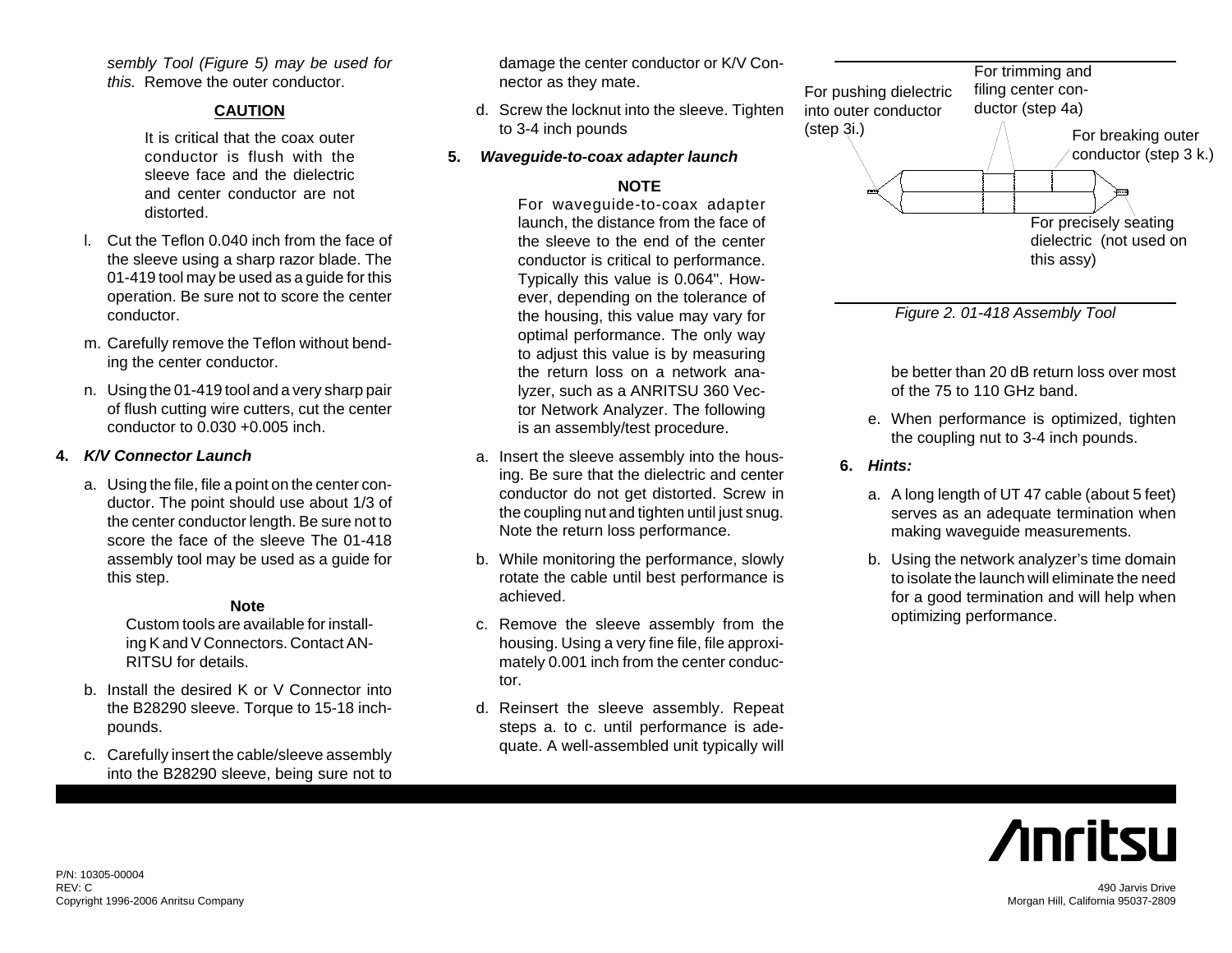*sembly Tool (Figure 5) may be used for this.* Remove the outer conductor.

**CAUTION**

It is critical that the coax outer conductor is flush with the sleeve face and the dielectric and center conductor are not distorted.

l. Cut the Teflon 0.040 inch from the face of the sleeve using a sharp razor blade. The 01-419 tool may be used as a guide for this operation. Be sure not to score the center conductor.

m. Carefully remove the Teflon without bending the center conductor.

n. Using the 01-419 tool and a very sharp pair of flush cutting wire cutters, cut the center conductor to 0.030 +0.005 inch.

**4. *K/V Connector Launch***

a. Using the file, file a point on the center conductor. The point should use about 1/3 of the center conductor length. Be sure not to score the face of the sleeve The 01-418 assembly tool may be used as a guide for this step.

**Note**

Custom tools are available for installing K and V Connectors. Contact ANRITSU for details.

b. Install the desired K or V Connector into the B28290 sleeve. Torque to 15-18 inch-pounds.

c. Carefully insert the cable/sleeve assembly into the B28290 sleeve, being sure not to damage the center conductor or K/V Connector as they mate.

d. Screw the locknut into the sleeve. Tighten to 3-4 inch pounds

**5. *Waveguide-to-coax adapter launch***

**NOTE**

For waveguide-to-coax adapter launch, the distance from the face of the sleeve to the end of the center conductor is critical to performance. Typically this value is 0.064". However, depending on the tolerance of the housing, this value may vary for optimal performance. The only way to adjust this value is by measuring the return loss on a network analyzer, such as a ANRITSU 360 Vector Network Analyzer. The following is an assembly/test procedure.

a. Insert the sleeve assembly into the housing. Be sure that the dielectric and center conductor do not get distorted. Screw in the coupling nut and tighten until just snug. Note the return loss performance.

b. While monitoring the performance, slowly rotate the cable until best performance is achieved.

c. Remove the sleeve assembly from the housing. Using a very fine file, file approximately 0.001 inch from the center conductor.

d. Reinsert the sleeve assembly. Repeat steps a. to c. until performance is adequate. A well-assembled unit typically will be better than 20 dB return loss over most of the 75 to 110 GHz band.

e. When performance is optimized, tighten the coupling nut to 3-4 inch pounds.

For pushing dielectric into outer conductor (step 3i.)

For trimming and filing center conductor (step 4a)

For breaking outer conductor (step 3 k.)

For precisely seating dielectric (not used on this assy)

*Figure 2. 01-418 Assembly Tool*

**6. *Hints:***

a. A long length of UT 47 cable (about 5 feet) serves as an adequate termination when making waveguide measurements.

b. Using the network analyzer's time domain to isolate the launch will eliminate the need for a good termination and will help when optimizing performance.

Anritsu

P/N: 10305-00004
REV: C
Copyright 1996-2006 Anritsu Company

490 Jarvis Drive
Morgan Hill, California 95037-2809